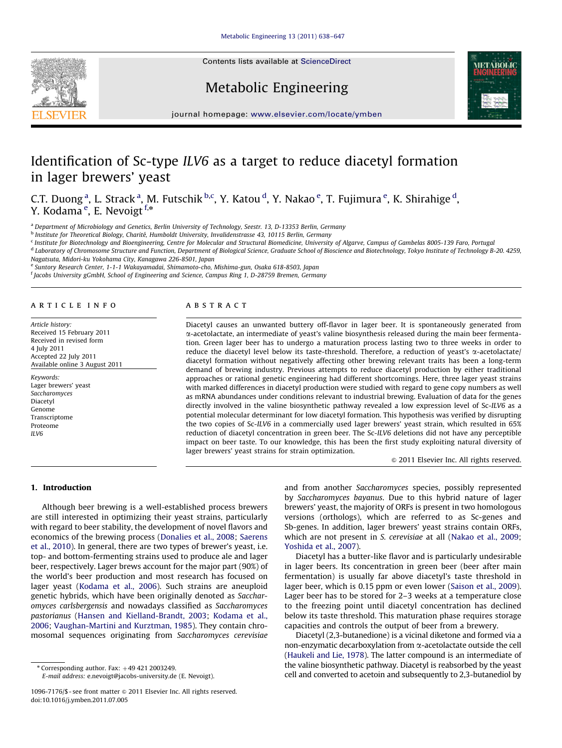# Identification of Sc-type *ILV6* as a target to reduce diacetyl formation in lager brewers' yeast

C.T. Duong[a], L. Strack[a], M. Futschik[b,c], Y. Katou[d], Y. Nakao[e], T. Fujimura[e], K. Shirahige[d], Y. Kodama[e], E. Nevoigt[f,*]

[a] Department of Microbiology and Genetics, Berlin University of Technology, Seestr. 13, D-13353 Berlin, Germany
[b] Institute for Theoretical Biology, Charité, Humboldt University, Invalidenstrasse 43, 10115 Berlin, Germany
[c] Institute for Biotechnology and Bioengineering, Centre for Molecular and Structural Biomedicine, University of Algarve, Campus of Gambelas 8005-139 Faro, Portugal
[d] Laboratory of Chromosome Structure and Function, Department of Biological Science, Graduate School of Bioscience and Biotechnology, Tokyo Institute of Technology B-20. 4259, Nagatsuta, Midori-ku Yokohama City, Kanagawa 226-8501, Japan
[e] Suntory Research Center, 1-1-1 Wakayamadai, Shimamoto-cho, Mishima-gun, Osaka 618-8503, Japan
[f] Jacobs University gGmbH, School of Engineering and Science, Campus Ring 1, D-28759 Bremen, Germany

## ARTICLE INFO

*Article history:*
Received 15 February 2011
Received in revised form
4 July 2011
Accepted 22 July 2011
Available online 3 August 2011

*Keywords:*
Lager brewers' yeast
*Saccharomyces*
Diacetyl
Genome
Transcriptome
Proteome
*ILV6*

## ABSTRACT

Diacetyl causes an unwanted buttery off-flavor in lager beer. It is spontaneously generated from α-acetolactate, an intermediate of yeast's valine biosynthesis released during the main beer fermentation. Green lager beer has to undergo a maturation process lasting two to three weeks in order to reduce the diacetyl level below its taste-threshold. Therefore, a reduction of yeast's α-acetolactate/diacetyl formation without negatively affecting other brewing relevant traits has been a long-term demand of brewing industry. Previous attempts to reduce diacetyl production by either traditional approaches or rational genetic engineering had different shortcomings. Here, three lager yeast strains with marked differences in diacetyl production were studied with regard to gene copy numbers as well as mRNA abundances under conditions relevant to industrial brewing. Evaluation of data for the genes directly involved in the valine biosynthetic pathway revealed a low expression level of Sc-*ILV6* as a potential molecular determinant for low diacetyl formation. This hypothesis was verified by disrupting the two copies of Sc-*ILV6* in a commercially used lager brewers' yeast strain, which resulted in 65% reduction of diacetyl concentration in green beer. The Sc-*ILV6* deletions did not have any perceptible impact on beer taste. To our knowledge, this has been the first study exploiting natural diversity of lager brewers' yeast strains for strain optimization.

© 2011 Elsevier Inc. All rights reserved.

## 1. Introduction

Although beer brewing is a well-established process brewers are still interested in optimizing their yeast strains, particularly with regard to beer stability, the development of novel flavors and economics of the brewing process (Donalies et al., 2008; Saerens et al., 2010). In general, there are two types of brewer's yeast, i.e. top- and bottom-fermenting strains used to produce ale and lager beer, respectively. Lager brews account for the major part (90%) of the world's beer production and most research has focused on lager yeast (Kodama et al., 2006). Such strains are aneuploid genetic hybrids, which have been originally denoted as *Saccharomyces carlsbergensis* and nowadays classified as *Saccharomyces pastorianus* (Hansen and Kielland-Brandt, 2003; Kodama et al., 2006; Vaughan-Martini and Kurtzman, 1985). They contain chromosomal sequences originating from *Saccharomyces cerevisiae* and from another *Saccharomyces* species, possibly represented by *Saccharomyces bayanus*. Due to this hybrid nature of lager brewers' yeast, the majority of ORFs is present in two homologous versions (orthologs), which are referred to as Sc-genes and Sb-genes. In addition, lager brewers' yeast strains contain ORFs, which are not present in *S. cerevisiae* at all (Nakao et al., 2009; Yoshida et al., 2007).

Diacetyl has a butter-like flavor and is particularly undesirable in lager beers. Its concentration in green beer (beer after main fermentation) is usually far above diacetyl's taste threshold in lager beer, which is 0.15 ppm or even lower (Saison et al., 2009). Lager beer has to be stored for 2–3 weeks at a temperature close to the freezing point until diacetyl concentration has declined below its taste threshold. This maturation phase requires storage capacities and controls the output of beer from a brewery.

Diacetyl (2,3-butanedione) is a vicinal diketone and formed via a non-enzymatic decarboxylation from α-acetolactate outside the cell (Haukeli and Lie, 1978). The latter compound is an intermediate of the valine biosynthetic pathway. Diacetyl is reabsorbed by the yeast cell and converted to acetoin and subsequently to 2,3-butanediol by

\* Corresponding author. Fax: +49 421 2003249.
E-mail address: e.nevoigt@jacobs-university.de (E. Nevoigt).

1096-7176/$ - see front matter © 2011 Elsevier Inc. All rights reserved.
doi:10.1016/j.ymben.2011.07.005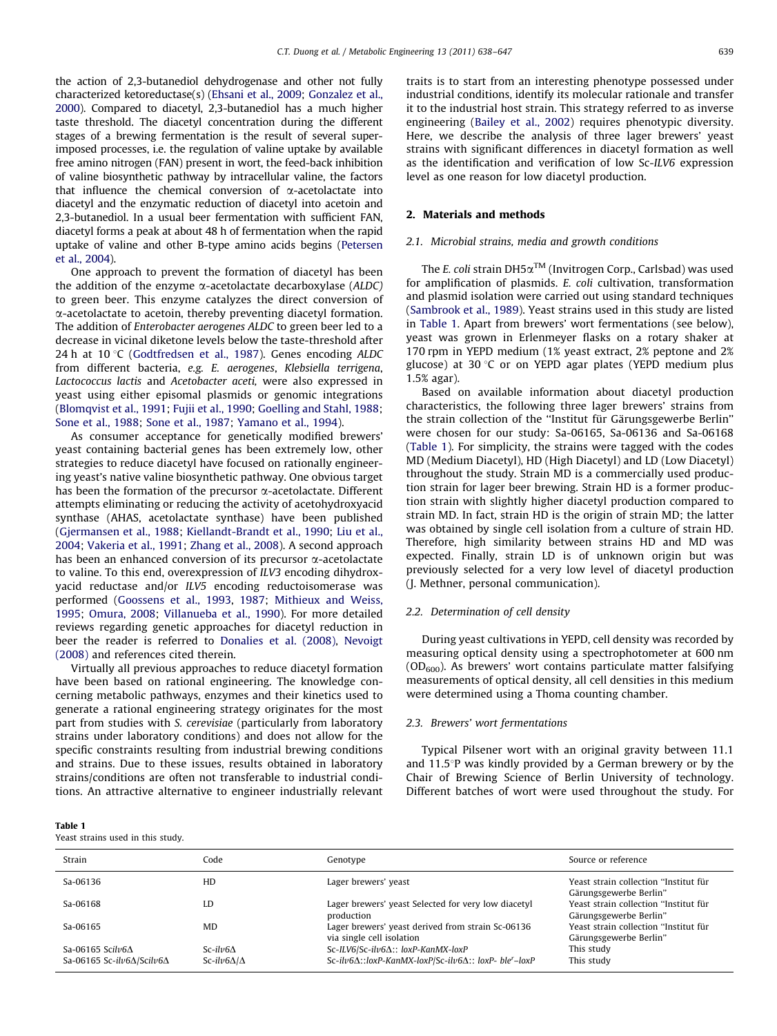the action of 2,3-butanediol dehydrogenase and other not fully characterized ketoreductase(s) (Ehsani et al., 2009; Gonzalez et al., 2000). Compared to diacetyl, 2,3-butanediol has a much higher taste threshold. The diacetyl concentration during the different stages of a brewing fermentation is the result of several superimposed processes, i.e. the regulation of valine uptake by available free amino nitrogen (FAN) present in wort, the feed-back inhibition of valine biosynthetic pathway by intracellular valine, the factors that influence the chemical conversion of α-acetolactate into diacetyl and the enzymatic reduction of diacetyl into acetoin and 2,3-butanediol. In a usual beer fermentation with sufficient FAN, diacetyl forms a peak at about 48 h of fermentation when the rapid uptake of valine and other B-type amino acids begins (Petersen et al., 2004).

One approach to prevent the formation of diacetyl has been the addition of the enzyme α-acetolactate decarboxylase (*ALDC*) to green beer. This enzyme catalyzes the direct conversion of α-acetolactate to acetoin, thereby preventing diacetyl formation. The addition of *Enterobacter aerogenes ALDC* to green beer led to a decrease in vicinal diketone levels below the taste-threshold after 24 h at 10 °C (Godtfredsen et al., 1987). Genes encoding *ALDC* from different bacteria, *e.g. E. aerogenes*, *Klebsiella terrigena*, *Lactococcus lactis* and *Acetobacter aceti,* were also expressed in yeast using either episomal plasmids or genomic integrations (Blomqvist et al., 1991; Fujii et al., 1990; Goelling and Stahl, 1988; Sone et al., 1988; Sone et al., 1987; Yamano et al., 1994).

As consumer acceptance for genetically modified brewers' yeast containing bacterial genes has been extremely low, other strategies to reduce diacetyl have focused on rationally engineering yeast's native valine biosynthetic pathway. One obvious target has been the formation of the precursor α-acetolactate. Different attempts eliminating or reducing the activity of acetohydroxyacid synthase (AHAS, acetolactate synthase) have been published (Gjermansen et al., 1988; Kiellandt-Brandt et al., 1990; Liu et al., 2004; Vakeria et al., 1991; Zhang et al., 2008). A second approach has been an enhanced conversion of its precursor α-acetolactate to valine. To this end, overexpression of *ILV3* encoding dihydroxyacid reductase and/or *ILV5* encoding reductoisomerase was performed (Goossens et al., 1993, 1987; Mithieux and Weiss, 1995; Omura, 2008; Villanueba et al., 1990). For more detailed reviews regarding genetic approaches for diacetyl reduction in beer the reader is referred to Donalies et al. (2008), Nevoigt (2008) and references cited therein.

Virtually all previous approaches to reduce diacetyl formation have been based on rational engineering. The knowledge concerning metabolic pathways, enzymes and their kinetics used to generate a rational engineering strategy originates for the most part from studies with *S. cerevisiae* (particularly from laboratory strains under laboratory conditions) and does not allow for the specific constraints resulting from industrial brewing conditions and strains. Due to these issues, results obtained in laboratory strains/conditions are often not transferable to industrial conditions. An attractive alternative to engineer industrially relevant traits is to start from an interesting phenotype possessed under industrial conditions, identify its molecular rationale and transfer it to the industrial host strain. This strategy referred to as inverse engineering (Bailey et al., 2002) requires phenotypic diversity. Here, we describe the analysis of three lager brewers' yeast strains with significant differences in diacetyl formation as well as the identification and verification of low *Sc-ILV6* expression level as one reason for low diacetyl production.

## 2. Materials and methods

### 2.1. Microbial strains, media and growth conditions

The *E. coli* strain DH5α™ (Invitrogen Corp., Carlsbad) was used for amplification of plasmids. *E. coli* cultivation, transformation and plasmid isolation were carried out using standard techniques (Sambrook et al., 1989). Yeast strains used in this study are listed in Table 1. Apart from brewers' wort fermentations (see below), yeast was grown in Erlenmeyer flasks on a rotary shaker at 170 rpm in YEPD medium (1% yeast extract, 2% peptone and 2% glucose) at 30 °C or on YEPD agar plates (YEPD medium plus 1.5% agar).

Based on available information about diacetyl production characteristics, the following three lager brewers' strains from the strain collection of the "Institut für Gärungsgewerbe Berlin" were chosen for our study: Sa-06165, Sa-06136 and Sa-06168 (Table 1). For simplicity, the strains were tagged with the codes MD (Medium Diacetyl), HD (High Diacetyl) and LD (Low Diacetyl) throughout the study. Strain MD is a commercially used production strain for lager beer brewing. Strain HD is a former production strain with slightly higher diacetyl production compared to strain MD. In fact, strain HD is the origin of strain MD; the latter was obtained by single cell isolation from a culture of strain HD. Therefore, high similarity between strains HD and MD was expected. Finally, strain LD is of unknown origin but was previously selected for a very low level of diacetyl production (J. Methner, personal communication).

### 2.2. Determination of cell density

During yeast cultivations in YEPD, cell density was recorded by measuring optical density using a spectrophotometer at 600 nm ($OD_{600}$). As brewers' wort contains particulate matter falsifying measurements of optical density, all cell densities in this medium were determined using a Thoma counting chamber.

### 2.3. Brewers' wort fermentations

Typical Pilsener wort with an original gravity between 11.1 and 11.5°P was kindly provided by a German brewery or by the Chair of Brewing Science of Berlin University of technology. Different batches of wort were used throughout the study. For

**Table 1**
Yeast strains used in this study.

| Strain | Code | Genotype | Source or reference |
|---|---|---|---|
| Sa-06136 | HD | Lager brewers' yeast | Yeast strain collection "Institut für Gärungsgewerbe Berlin" |
| Sa-06168 | LD | Lager brewers' yeast Selected for very low diacetyl production | Yeast strain collection "Institut für Gärungsgewerbe Berlin" |
| Sa-06165 | MD | Lager brewers' yeast derived from strain Sc-06136 via single cell isolation | Yeast strain collection "Institut für Gärungsgewerbe Berlin" |
| Sa-06165 Sc*ilv6*Δ | Sc-*ilv6*Δ | Sc-*ILV6*/Sc-*ilv6*Δ:: *loxP-KanMX-loxP* | This study |
| Sa-06165 Sc-*ilv6*Δ/Sc*ilv6*Δ | Sc-*ilv6*Δ/Δ | Sc-*ilv6*Δ::*loxP-KanMX-loxP*/Sc-*ilv6*Δ:: *loxP- ble$^r$–loxP* | This study |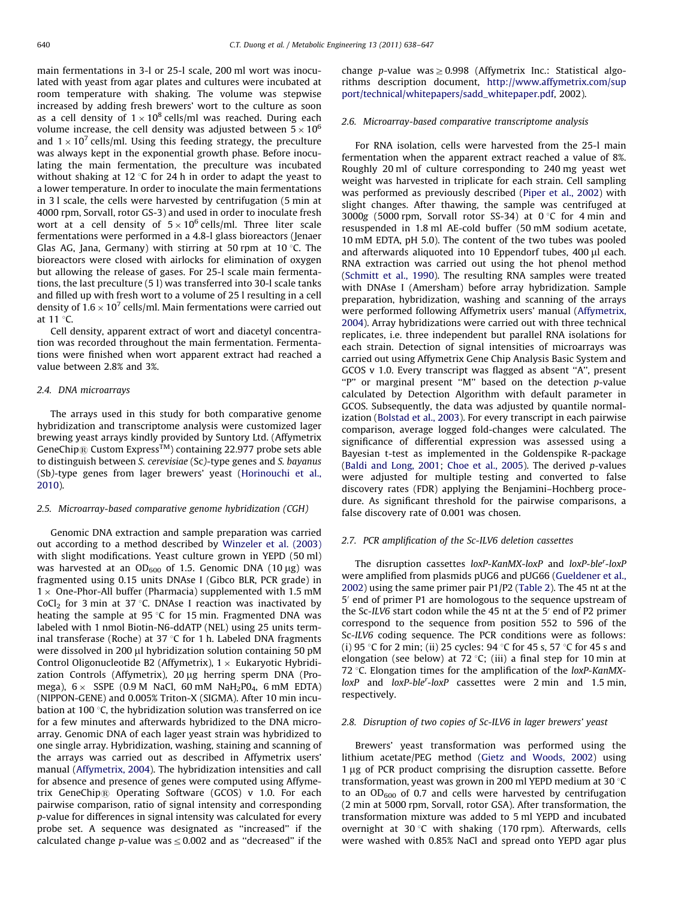main fermentations in 3-l or 25-l scale, 200 ml wort was inoculated with yeast from agar plates and cultures were incubated at room temperature with shaking. The volume was stepwise increased by adding fresh brewers' wort to the culture as soon as a cell density of $1 \times 10^8$ cells/ml was reached. During each volume increase, the cell density was adjusted between $5 \times 10^6$ and $1 \times 10^7$ cells/ml. Using this feeding strategy, the preculture was always kept in the exponential growth phase. Before inoculating the main fermentation, the preculture was incubated without shaking at 12 °C for 24 h in order to adapt the yeast to a lower temperature. In order to inoculate the main fermentations in 3 l scale, the cells were harvested by centrifugation (5 min at 4000 rpm, Sorvall, rotor GS-3) and used in order to inoculate fresh wort at a cell density of $5 \times 10^6$ cells/ml. Three liter scale fermentations were performed in a 4.8-l glass bioreactors (Jenaer Glas AG, Jana, Germany) with stirring at 50 rpm at 10 °C. The bioreactors were closed with airlocks for elimination of oxygen but allowing the release of gases. For 25-l scale main fermentations, the last preculture (5 l) was transferred into 30-l scale tanks and filled up with fresh wort to a volume of 25 l resulting in a cell density of $1.6 \times 10^7$ cells/ml. Main fermentations were carried out at 11 °C.

Cell density, apparent extract of wort and diacetyl concentration was recorded throughout the main fermentation. Fermentations were finished when wort apparent extract had reached a value between 2.8% and 3%.

### 2.4. DNA microarrays

The arrays used in this study for both comparative genome hybridization and transcriptome analysis were customized lager brewing yeast arrays kindly provided by Suntory Ltd. (Affymetrix GeneChip® Custom Express™) containing 22.977 probe sets able to distinguish between *S. cerevisiae* (Sc)-type genes and *S. bayanus* (Sb)-type genes from lager brewers' yeast (Horinouchi et al., 2010).

### 2.5. Microarray-based comparative genome hybridization (CGH)

Genomic DNA extraction and sample preparation was carried out according to a method described by Winzeler et al. (2003) with slight modifications. Yeast culture grown in YEPD (50 ml) was harvested at an $OD_{600}$ of 1.5. Genomic DNA (10 μg) was fragmented using 0.15 units DNAse I (Gibco BLR, PCR grade) in 1 × One-Phor-All buffer (Pharmacia) supplemented with 1.5 mM $CoCl_2$ for 3 min at 37 °C. DNAse I reaction was inactivated by heating the sample at 95 °C for 15 min. Fragmented DNA was labeled with 1 nmol Biotin-N6-ddATP (NEL) using 25 units terminal transferase (Roche) at 37 °C for 1 h. Labeled DNA fragments were dissolved in 200 μl hybridization solution containing 50 pM Control Oligonucleotide B2 (Affymetrix), 1 × Eukaryotic Hybridization Controls (Affymetrix), 20 μg herring sperm DNA (Promega), 6 × SSPE (0.9 M NaCl, 60 mM $NaH_2PO_4$, 6 mM EDTA) (NIPPON-GENE) and 0.005% Triton-X (SIGMA). After 10 min incubation at 100 °C, the hybridization solution was transferred on ice for a few minutes and afterwards hybridized to the DNA microarray. Genomic DNA of each lager yeast strain was hybridized to one single array. Hybridization, washing, staining and scanning of the arrays was carried out as described in Affymetrix users' manual (Affymetrix, 2004). The hybridization intensities and call for absence and presence of genes were computed using Affymetrix GeneChip® Operating Software (GCOS) v 1.0. For each pairwise comparison, ratio of signal intensity and corresponding *p*-value for differences in signal intensity was calculated for every probe set. A sequence was designated as "increased" if the calculated change *p*-value was ≤ 0.002 and as "decreased" if the change *p*-value was ≥ 0.998 (Affymetrix Inc.: Statistical algorithms description document, http://www.affymetrix.com/support/technical/whitepapers/sadd_whitepaper.pdf, 2002).

### 2.6. Microarray-based comparative transcriptome analysis

For RNA isolation, cells were harvested from the 25-l main fermentation when the apparent extract reached a value of 8%. Roughly 20 ml of culture corresponding to 240 mg yeast wet weight was harvested in triplicate for each strain. Cell sampling was performed as previously described (Piper et al., 2002) with slight changes. After thawing, the sample was centrifuged at 3000*g* (5000 rpm, Sorvall rotor SS-34) at 0 °C for 4 min and resuspended in 1.8 ml AE-cold buffer (50 mM sodium acetate, 10 mM EDTA, pH 5.0). The content of the two tubes was pooled and afterwards aliquoted into 10 Eppendorf tubes, 400 μl each. RNA extraction was carried out using the hot phenol method (Schmitt et al., 1990). The resulting RNA samples were treated with DNAse I (Amersham) before array hybridization. Sample preparation, hybridization, washing and scanning of the arrays were performed following Affymetrix users' manual (Affymetrix, 2004). Array hybridizations were carried out with three technical replicates, i.e. three independent but parallel RNA isolations for each strain. Detection of signal intensities of microarrays was carried out using Affymetrix Gene Chip Analysis Basic System and GCOS v 1.0. Every transcript was flagged as absent "A", present "P" or marginal present "M" based on the detection *p*-value calculated by Detection Algorithm with default parameter in GCOS. Subsequently, the data was adjusted by quantile normalization (Bolstad et al., 2003). For every transcript in each pairwise comparison, average logged fold-changes were calculated. The significance of differential expression was assessed using a Bayesian t-test as implemented in the Goldenspike R-package (Baldi and Long, 2001; Choe et al., 2005). The derived *p*-values were adjusted for multiple testing and converted to false discovery rates (FDR) applying the Benjamini–Hochberg procedure. As significant threshold for the pairwise comparisons, a false discovery rate of 0.001 was chosen.

### 2.7. PCR amplification of the Sc-ILV6 deletion cassettes

The disruption cassettes *loxP-KanMX-loxP* and *loxP-ble^r-loxP* were amplified from plasmids pUG6 and pUG66 (Gueldener et al., 2002) using the same primer pair P1/P2 (Table 2). The 45 nt at the 5′ end of primer P1 are homologous to the sequence upstream of the Sc-*ILV6* start codon while the 45 nt at the 5′ end of P2 primer correspond to the sequence from position 552 to 596 of the Sc-*ILV6* coding sequence. The PCR conditions were as follows: (i) 95 °C for 2 min; (ii) 25 cycles: 94 °C for 45 s, 57 °C for 45 s and elongation (see below) at 72 °C; (iii) a final step for 10 min at 72 °C. Elongation times for the amplification of the *loxP-KanMX-loxP* and *loxP-ble^r-loxP* cassettes were 2 min and 1.5 min, respectively.

### 2.8. Disruption of two copies of Sc-ILV6 in lager brewers' yeast

Brewers' yeast transformation was performed using the lithium acetate/PEG method (Gietz and Woods, 2002) using 1 μg of PCR product comprising the disruption cassette. Before transformation, yeast was grown in 200 ml YEPD medium at 30 °C to an $OD_{600}$ of 0.7 and cells were harvested by centrifugation (2 min at 5000 rpm, Sorvall, rotor GSA). After transformation, the transformation mixture was added to 5 ml YEPD and incubated overnight at 30 °C with shaking (170 rpm). Afterwards, cells were washed with 0.85% NaCl and spread onto YEPD agar plus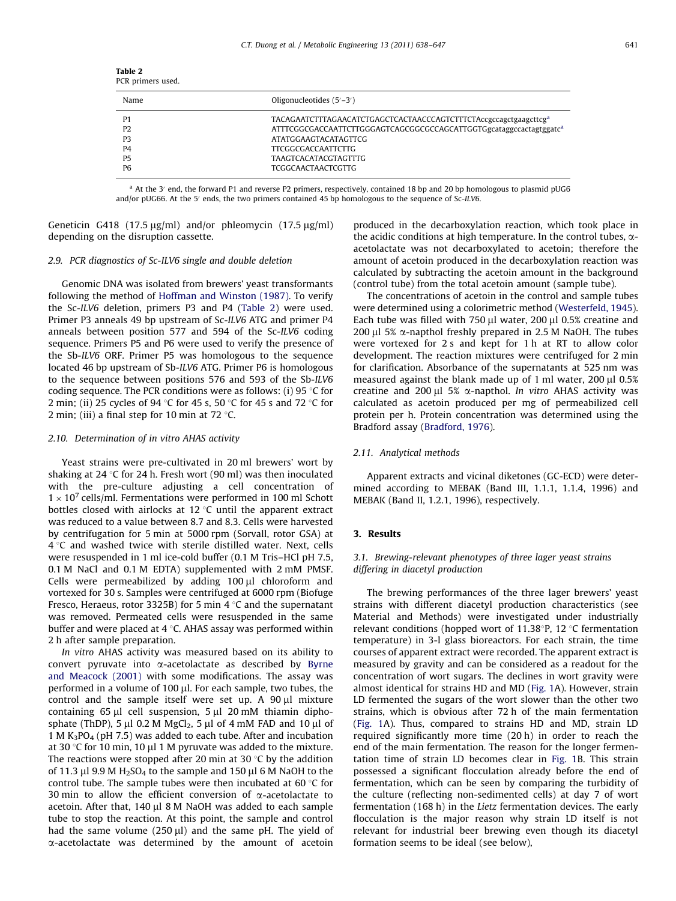**Table 2**
PCR primers used.

| Name | Oligonucleotides (5′–3′) |
|---|---|
| P1 | TACAGAATCTTTAGAACATCTGAGCTCACTAACCCAGTCTTTCTAccgccagctgaagcttcg[a] |
| P2 | ATTTCGGCGACCAATTCTTGGGAGTCAGCGGCGCCAGCATTGGTGgcataggccactagtggatc[a] |
| P3 | ATATGGAAGTACATAGTTCG |
| P4 | TTCGGCGACCAATTCTTG |
| P5 | TAAGTCACATACGTAGTTTG |
| P6 | TCGGCAACTAACTCGTTG |

[a] At the 3′ end, the forward P1 and reverse P2 primers, respectively, contained 18 bp and 20 bp homologous to plasmid pUG6 and/or pUG66. At the 5′ ends, the two primers contained 45 bp homologous to the sequence of *Sc-ILV6*.

Geneticin G418 (17.5 μg/ml) and/or phleomycin (17.5 μg/ml) depending on the disruption cassette.

### 2.9. PCR diagnostics of Sc-ILV6 single and double deletion

Genomic DNA was isolated from brewers' yeast transformants following the method of Hoffman and Winston (1987). To verify the *Sc-ILV6* deletion, primers P3 and P4 (Table 2) were used. Primer P3 anneals 49 bp upstream of *Sc-ILV6* ATG and primer P4 anneals between position 577 and 594 of the *Sc-ILV6* coding sequence. Primers P5 and P6 were used to verify the presence of the *Sb-ILV6* ORF. Primer P5 was homologous to the sequence located 46 bp upstream of *Sb-ILV6* ATG. Primer P6 is homologous to the sequence between positions 576 and 593 of the *Sb-ILV6* coding sequence. The PCR conditions were as follows: (i) 95 °C for 2 min; (ii) 25 cycles of 94 °C for 45 s, 50 °C for 45 s and 72 °C for 2 min; (iii) a final step for 10 min at 72 °C.

### 2.10. Determination of in vitro AHAS activity

Yeast strains were pre-cultivated in 20 ml brewers' wort by shaking at 24 °C for 24 h. Fresh wort (90 ml) was then inoculated with the pre-culture adjusting a cell concentration of $1 \times 10^7$ cells/ml. Fermentations were performed in 100 ml Schott bottles closed with airlocks at 12 °C until the apparent extract was reduced to a value between 8.7 and 8.3. Cells were harvested by centrifugation for 5 min at 5000 rpm (Sorvall, rotor GSA) at 4 °C and washed twice with sterile distilled water. Next, cells were resuspended in 1 ml ice-cold buffer (0.1 M Tris–HCl pH 7.5, 0.1 M NaCl and 0.1 M EDTA) supplemented with 2 mM PMSF. Cells were permeabilized by adding 100 μl chloroform and vortexed for 30 s. Samples were centrifuged at 6000 rpm (Biofuge Fresco, Heraeus, rotor 3325B) for 5 min 4 °C and the supernatant was removed. Permeated cells were resuspended in the same buffer and were placed at 4 °C. AHAS assay was performed within 2 h after sample preparation.

*In vitro* AHAS activity was measured based on its ability to convert pyruvate into α-acetolactate as described by Byrne and Meacock (2001) with some modifications. The assay was performed in a volume of 100 μl. For each sample, two tubes, the control and the sample itself were set up. A 90 μl mixture containing 65 μl cell suspension, 5 μl 20 mM thiamin diphosphate (ThDP), 5 μl 0.2 M $MgCl_2$, 5 μl of 4 mM FAD and 10 μl of 1 M $K_3PO_4$ (pH 7.5) was added to each tube. After and incubation at 30 °C for 10 min, 10 μl 1 M pyruvate was added to the mixture. The reactions were stopped after 20 min at 30 °C by the addition of 11.3 μl 9.9 M $H_2SO_4$ to the sample and 150 μl 6 M NaOH to the control tube. The sample tubes were then incubated at 60 °C for 30 min to allow the efficient conversion of α-acetolactate to acetoin. After that, 140 μl 8 M NaOH was added to each sample tube to stop the reaction. At this point, the sample and control had the same volume (250 μl) and the same pH. The yield of α-acetolactate was determined by the amount of acetoin produced in the decarboxylation reaction, which took place in the acidic conditions at high temperature. In the control tubes, α-acetolactate was not decarboxylated to acetoin; therefore the amount of acetoin produced in the decarboxylation reaction was calculated by subtracting the acetoin amount in the background (control tube) from the total acetoin amount (sample tube).

The concentrations of acetoin in the control and sample tubes were determined using a colorimetric method (Westerfeld, 1945). Each tube was filled with 750 μl water, 200 μl 0.5% creatine and 200 μl 5% α-napthol freshly prepared in 2.5 M NaOH. The tubes were vortexed for 2 s and kept for 1 h at RT to allow color development. The reaction mixtures were centrifuged for 2 min for clarification. Absorbance of the supernatants at 525 nm was measured against the blank made up of 1 ml water, 200 μl 0.5% creatine and 200 μl 5% α-napthol. *In vitro* AHAS activity was calculated as acetoin produced per mg of permeabilized cell protein per h. Protein concentration was determined using the Bradford assay (Bradford, 1976).

### 2.11. Analytical methods

Apparent extracts and vicinal diketones (GC-ECD) were determined according to MEBAK (Band III, 1.1.1, 1.1.4, 1996) and MEBAK (Band II, 1.2.1, 1996), respectively.

## 3. Results

### 3.1. Brewing-relevant phenotypes of three lager yeast strains differing in diacetyl production

The brewing performances of the three lager brewers' yeast strains with different diacetyl production characteristics (see Material and Methods) were investigated under industrially relevant conditions (hopped wort of 11.38°P, 12 °C fermentation temperature) in 3-l glass bioreactors. For each strain, the time courses of apparent extract were recorded. The apparent extract is measured by gravity and can be considered as a readout for the concentration of wort sugars. The declines in wort gravity were almost identical for strains HD and MD (Fig. 1A). However, strain LD fermented the sugars of the wort slower than the other two strains, which is obvious after 72 h of the main fermentation (Fig. 1A). Thus, compared to strains HD and MD, strain LD required significantly more time (20 h) in order to reach the end of the main fermentation. The reason for the longer fermentation time of strain LD becomes clear in Fig. 1B. This strain possessed a significant flocculation already before the end of fermentation, which can be seen by comparing the turbidity of the culture (reflecting non-sedimented cells) at day 7 of wort fermentation (168 h) in the *Lietz* fermentation devices. The early flocculation is the major reason why strain LD itself is not relevant for industrial beer brewing even though its diacetyl formation seems to be ideal (see below),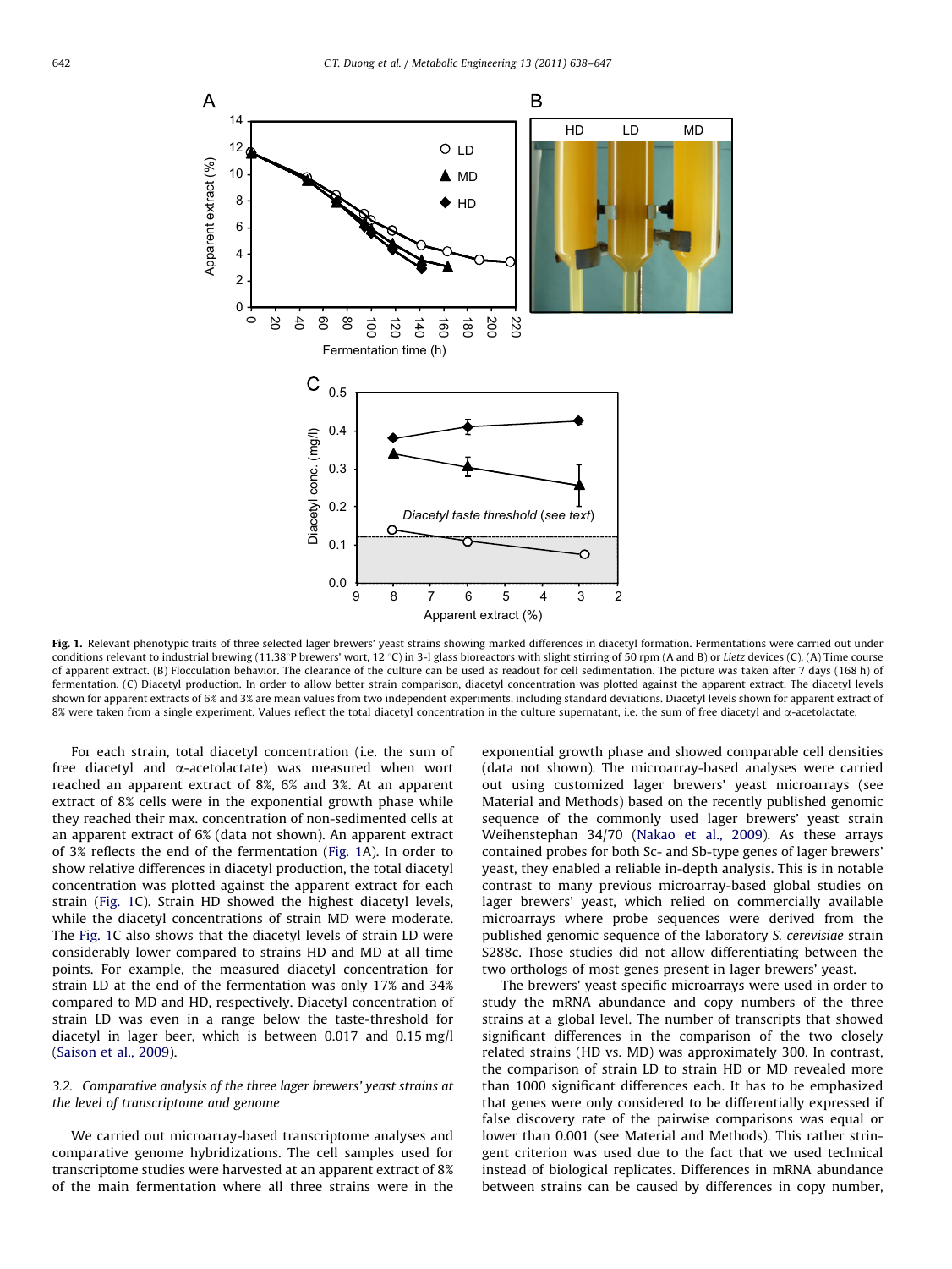**Fig. 1.** Relevant phenotypic traits of three selected lager brewers' yeast strains showing marked differences in diacetyl formation. Fermentations were carried out under conditions relevant to industrial brewing (11.38°P brewers' wort, 12 °C) in 3-l glass bioreactors with slight stirring of 50 rpm (A and B) or *Lietz* devices (C). (A) Time course of apparent extract. (B) Flocculation behavior. The clearance of the culture can be used as readout for cell sedimentation. The picture was taken after 7 days (168 h) of fermentation. (C) Diacetyl production. In order to allow better strain comparison, diacetyl concentration was plotted against the apparent extract. The diacetyl levels shown for apparent extracts of 6% and 3% are mean values from two independent experiments, including standard deviations. Diacetyl levels shown for apparent extract of 8% were taken from a single experiment. Values reflect the total diacetyl concentration in the culture supernatant, i.e. the sum of free diacetyl and α-acetolactate.

For each strain, total diacetyl concentration (i.e. the sum of free diacetyl and α-acetolactate) was measured when wort reached an apparent extract of 8%, 6% and 3%. At an apparent extract of 8% cells were in the exponential growth phase while they reached their max. concentration of non-sedimented cells at an apparent extract of 6% (data not shown). An apparent extract of 3% reflects the end of the fermentation (Fig. 1A). In order to show relative differences in diacetyl production, the total diacetyl concentration was plotted against the apparent extract for each strain (Fig. 1C). Strain HD showed the highest diacetyl levels, while the diacetyl concentrations of strain MD were moderate. The Fig. 1C also shows that the diacetyl levels of strain LD were considerably lower compared to strains HD and MD at all time points. For example, the measured diacetyl concentration for strain LD at the end of the fermentation was only 17% and 34% compared to MD and HD, respectively. Diacetyl concentration of strain LD was even in a range below the taste-threshold for diacetyl in lager beer, which is between 0.017 and 0.15 mg/l (Saison et al., 2009).

### 3.2. Comparative analysis of the three lager brewers' yeast strains at the level of transcriptome and genome

We carried out microarray-based transcriptome analyses and comparative genome hybridizations. The cell samples used for transcriptome studies were harvested at an apparent extract of 8% of the main fermentation where all three strains were in the exponential growth phase and showed comparable cell densities (data not shown). The microarray-based analyses were carried out using customized lager brewers' yeast microarrays (see Material and Methods) based on the recently published genomic sequence of the commonly used lager brewers' yeast strain Weihenstephan 34/70 (Nakao et al., 2009). As these arrays contained probes for both Sc- and Sb-type genes of lager brewers' yeast, they enabled a reliable in-depth analysis. This is in notable contrast to many previous microarray-based global studies on lager brewers' yeast, which relied on commercially available microarrays where probe sequences were derived from the published genomic sequence of the laboratory *S. cerevisiae* strain S288c. Those studies did not allow differentiating between the two orthologs of most genes present in lager brewers' yeast.

The brewers' yeast specific microarrays were used in order to study the mRNA abundance and copy numbers of the three strains at a global level. The number of transcripts that showed significant differences in the comparison of the two closely related strains (HD vs. MD) was approximately 300. In contrast, the comparison of strain LD to strain HD or MD revealed more than 1000 significant differences each. It has to be emphasized that genes were only considered to be differentially expressed if false discovery rate of the pairwise comparisons was equal or lower than 0.001 (see Material and Methods). This rather stringent criterion was used due to the fact that we used technical instead of biological replicates. Differences in mRNA abundance between strains can be caused by differences in copy number,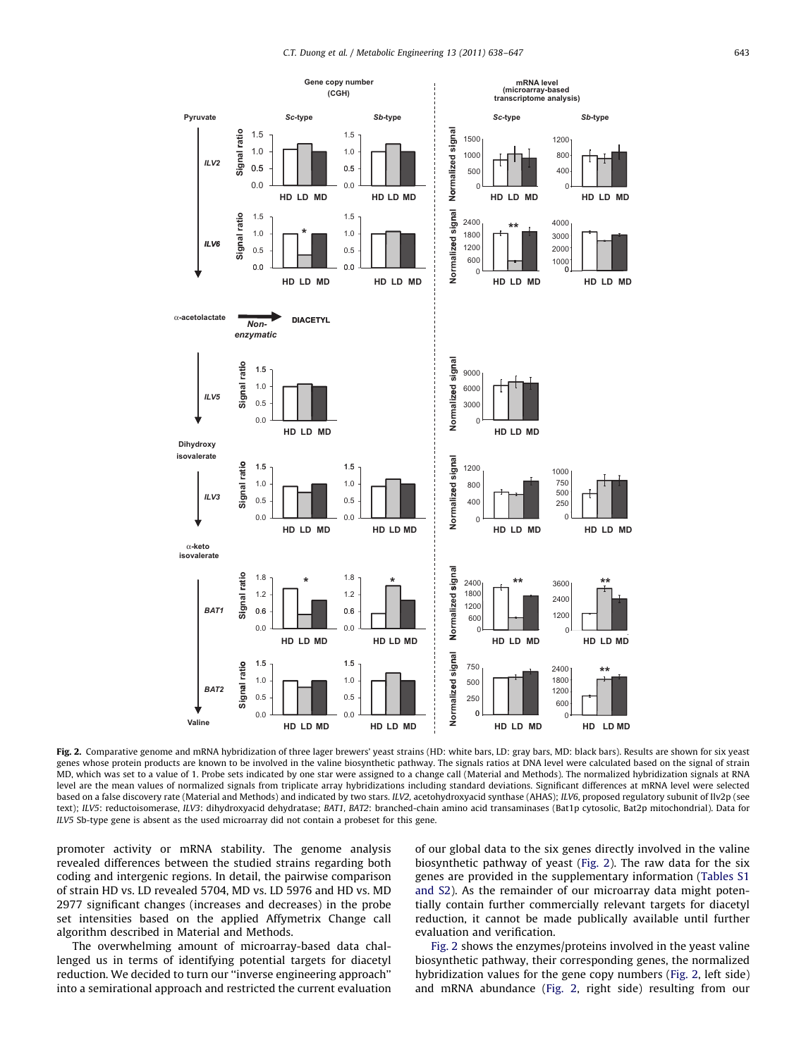**Fig. 2.** Comparative genome and mRNA hybridization of three lager brewers' yeast strains (HD: white bars, LD: gray bars, MD: black bars). Results are shown for six yeast genes whose protein products are known to be involved in the valine biosynthetic pathway. The signals ratios at DNA level were calculated based on the signal of strain MD, which was set to a value of 1. Probe sets indicated by one star were assigned to a change call (Material and Methods). The normalized hybridization signals at RNA level are the mean values of normalized signals from triplicate array hybridizations including standard deviations. Significant differences at mRNA level were selected based on a false discovery rate (Material and Methods) and indicated by two stars. *ILV2*, acetohydroxyacid synthase (AHAS); *ILV6*, proposed regulatory subunit of Ilv2p (see text); *ILV5*: reductoisomerase, *ILV3*: dihydroxyacid dehydratase; *BAT1*, *BAT2*: branched-chain amino acid transaminases (Bat1p cytosolic, Bat2p mitochondrial). Data for *ILV5* Sb-type gene is absent as the used microarray did not contain a probeset for this gene.

promoter activity or mRNA stability. The genome analysis revealed differences between the studied strains regarding both coding and intergenic regions. In detail, the pairwise comparison of strain HD vs. LD revealed 5704, MD vs. LD 5976 and HD vs. MD 2977 significant changes (increases and decreases) in the probe set intensities based on the applied Affymetrix Change call algorithm described in Material and Methods.

The overwhelming amount of microarray-based data challenged us in terms of identifying potential targets for diacetyl reduction. We decided to turn our "inverse engineering approach" into a semirational approach and restricted the current evaluation of our global data to the six genes directly involved in the valine biosynthetic pathway of yeast (Fig. 2). The raw data for the six genes are provided in the supplementary information (Tables S1 and S2). As the remainder of our microarray data might potentially contain further commercially relevant targets for diacetyl reduction, it cannot be made publically available until further evaluation and verification.

Fig. 2 shows the enzymes/proteins involved in the yeast valine biosynthetic pathway, their corresponding genes, the normalized hybridization values for the gene copy numbers (Fig. 2, left side) and mRNA abundance (Fig. 2, right side) resulting from our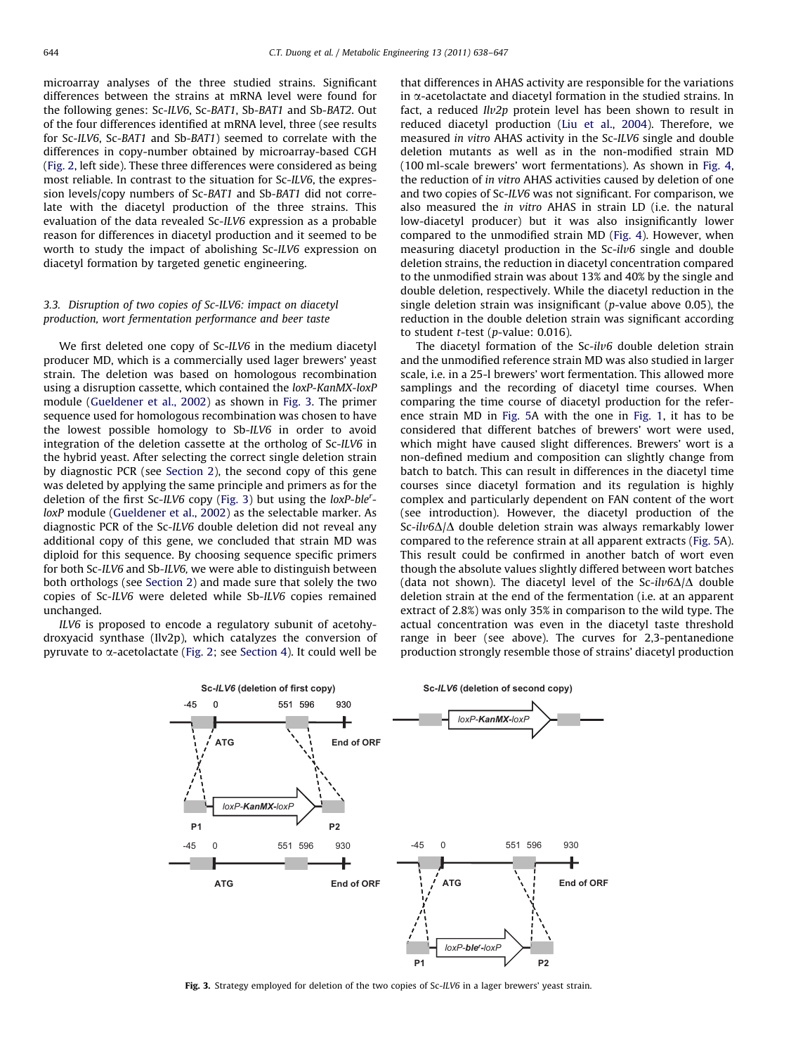microarray analyses of the three studied strains. Significant differences between the strains at mRNA level were found for the following genes: Sc-*ILV6*, Sc-*BAT1*, Sb-*BAT1* and Sb-*BAT2*. Out of the four differences identified at mRNA level, three (see results for Sc-*ILV6*, Sc-*BAT1* and Sb-*BAT1*) seemed to correlate with the differences in copy-number obtained by microarray-based CGH (Fig. 2, left side). These three differences were considered as being most reliable. In contrast to the situation for Sc-*ILV6*, the expression levels/copy numbers of Sc-*BAT1* and Sb-*BAT1* did not correlate with the diacetyl production of the three strains. This evaluation of the data revealed Sc-*ILV6* expression as a probable reason for differences in diacetyl production and it seemed to be worth to study the impact of abolishing Sc-*ILV6* expression on diacetyl formation by targeted genetic engineering.

### 3.3. Disruption of two copies of Sc-ILV6: impact on diacetyl production, wort fermentation performance and beer taste

We first deleted one copy of Sc-*ILV6* in the medium diacetyl producer MD, which is a commercially used lager brewers' yeast strain. The deletion was based on homologous recombination using a disruption cassette, which contained the *loxP-KanMX-loxP* module (Gueldener et al., 2002) as shown in Fig. 3. The primer sequence used for homologous recombination was chosen to have the lowest possible homology to Sb-*ILV6* in order to avoid integration of the deletion cassette at the ortholog of Sc-*ILV6* in the hybrid yeast. After selecting the correct single deletion strain by diagnostic PCR (see Section 2), the second copy of this gene was deleted by applying the same principle and primers as for the deletion of the first Sc-*ILV6* copy (Fig. 3) but using the *loxP-ble$^r$-loxP* module (Gueldener et al., 2002) as the selectable marker. As diagnostic PCR of the Sc-*ILV6* double deletion did not reveal any additional copy of this gene, we concluded that strain MD was diploid for this sequence. By choosing sequence specific primers for both Sc-*ILV6* and Sb-*ILV6*, we were able to distinguish between both orthologs (see Section 2) and made sure that solely the two copies of Sc-*ILV6* were deleted while Sb-*ILV6* copies remained unchanged.

*ILV6* is proposed to encode a regulatory subunit of acetohydroxyacid synthase (Ilv2p), which catalyzes the conversion of pyruvate to α-acetolactate (Fig. 2; see Section 4). It could well be that differences in AHAS activity are responsible for the variations in α-acetolactate and diacetyl formation in the studied strains. In fact, a reduced *Ilv2p* protein level has been shown to result in reduced diacetyl production (Liu et al., 2004). Therefore, we measured *in vitro* AHAS activity in the Sc-*ILV6* single and double deletion mutants as well as in the non-modified strain MD (100 ml-scale brewers' wort fermentations). As shown in Fig. 4, the reduction of *in vitro* AHAS activities caused by deletion of one and two copies of Sc-*ILV6* was not significant. For comparison, we also measured the *in vitro* AHAS in strain LD (i.e. the natural low-diacetyl producer) but it was also insignificantly lower compared to the unmodified strain MD (Fig. 4). However, when measuring diacetyl production in the Sc-*ilv6* single and double deletion strains, the reduction in diacetyl concentration compared to the unmodified strain was about 13% and 40% by the single and double deletion, respectively. While the diacetyl reduction in the single deletion strain was insignificant (*p*-value above 0.05), the reduction in the double deletion strain was significant according to student *t*-test (*p*-value: 0.016).

The diacetyl formation of the Sc-*ilv6* double deletion strain and the unmodified reference strain MD was also studied in larger scale, i.e. in a 25-l brewers' wort fermentation. This allowed more samplings and the recording of diacetyl time courses. When comparing the time course of diacetyl production for the reference strain MD in Fig. 5A with the one in Fig. 1, it has to be considered that different batches of brewers' wort were used, which might have caused slight differences. Brewers' wort is a non-defined medium and composition can slightly change from batch to batch. This can result in differences in the diacetyl time courses since diacetyl formation and its regulation is highly complex and particularly dependent on FAN content of the wort (see introduction). However, the diacetyl production of the Sc-*ilv6*Δ/Δ double deletion strain was always remarkably lower compared to the reference strain at all apparent extracts (Fig. 5A). This result could be confirmed in another batch of wort even though the absolute values slightly differed between wort batches (data not shown). The diacetyl level of the Sc-*ilv6*Δ/Δ double deletion strain at the end of the fermentation (i.e. at an apparent extract of 2.8%) was only 35% in comparison to the wild type. The actual concentration was even in the diacetyl taste threshold range in beer (see above). The curves for 2,3-pentanedione production strongly resemble those of strains' diacetyl production

**Fig. 3.** Strategy employed for deletion of the two copies of Sc-*ILV6* in a lager brewers' yeast strain.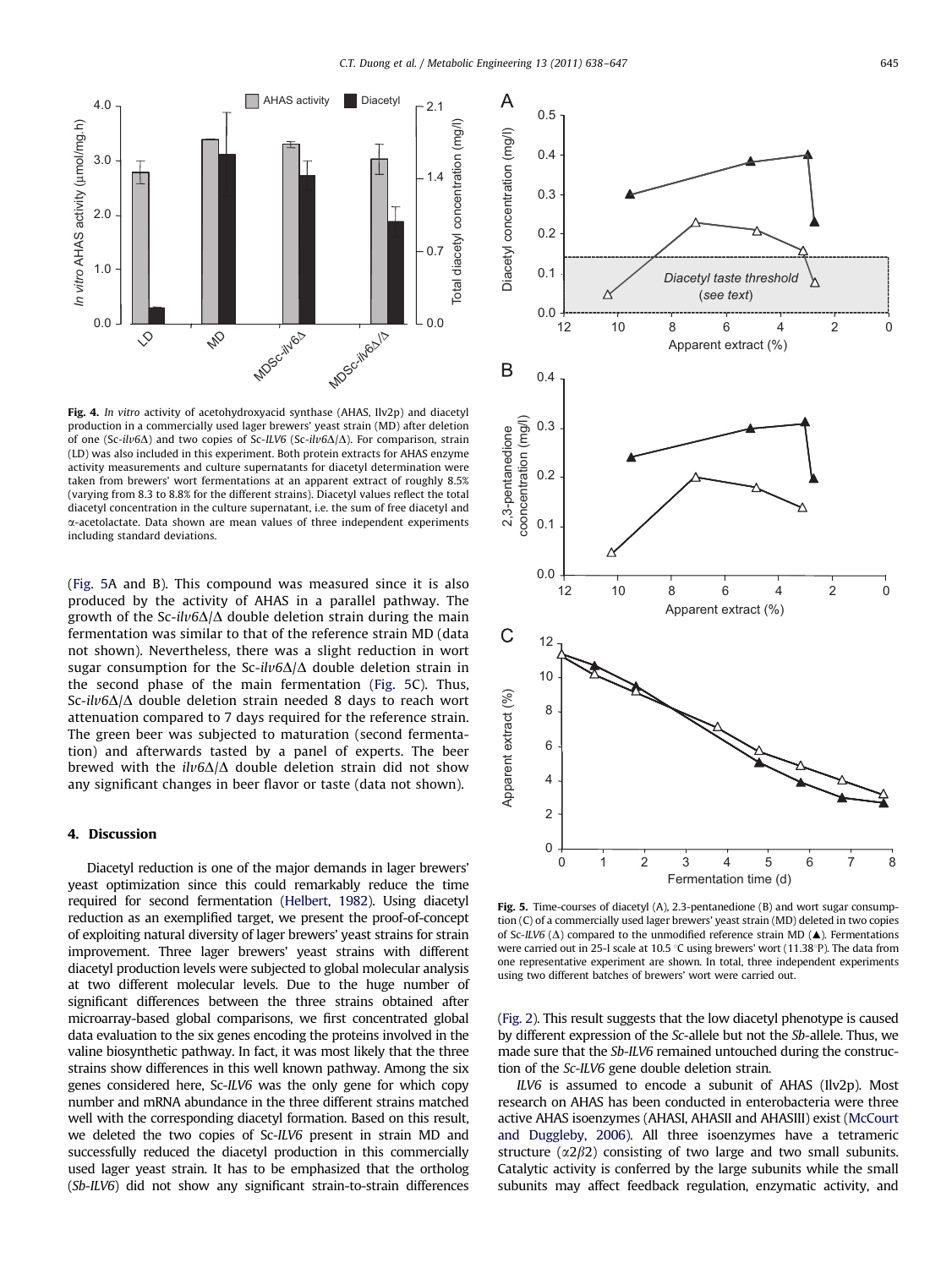**Fig. 4.** *In vitro* activity of acetohydroxyacid synthase (AHAS, Ilv2p) and diacetyl production in a commercially used lager brewers' yeast strain (MD) after deletion of one (Sc-*ilv6*Δ) and two copies of Sc-*ILV6* (Sc-*ilv6*Δ/Δ). For comparison, strain (LD) was also included in this experiment. Both protein extracts for AHAS enzyme activity measurements and culture supernatants for diacetyl determination were taken from brewers' wort fermentations at an apparent extract of roughly 8.5% (varying from 8.3 to 8.8% for the different strains). Diacetyl values reflect the total diacetyl concentration in the culture supernatant, i.e. the sum of free diacetyl and α-acetolactate. Data shown are mean values of three independent experiments including standard deviations.

(Fig. 5A and B). This compound was measured since it is also produced by the activity of AHAS in a parallel pathway. The growth of the Sc-*ilv6*Δ/Δ double deletion strain during the main fermentation was similar to that of the reference strain MD (data not shown). Nevertheless, there was a slight reduction in wort sugar consumption for the Sc-*ilv6*Δ/Δ double deletion strain in the second phase of the main fermentation (Fig. 5C). Thus, Sc-*ilv6*Δ/Δ double deletion strain needed 8 days to reach wort attenuation compared to 7 days required for the reference strain. The green beer was subjected to maturation (second fermentation) and afterwards tasted by a panel of experts. The beer brewed with the *ilv6*Δ/Δ double deletion strain did not show any significant changes in beer flavor or taste (data not shown).

## 4. Discussion

Diacetyl reduction is one of the major demands in lager brewers' yeast optimization since this could remarkably reduce the time required for second fermentation (Helbert, 1982). Using diacetyl reduction as an exemplified target, we present the proof-of-concept of exploiting natural diversity of lager brewers' yeast strains for strain improvement. Three lager brewers' yeast strains with different diacetyl production levels were subjected to global molecular analysis at two different molecular levels. Due to the huge number of significant differences between the three strains obtained after microarray-based global comparisons, we first concentrated global data evaluation to the six genes encoding the proteins involved in the valine biosynthetic pathway. In fact, it was most likely that the three strains show differences in this well known pathway. Among the six genes considered here, Sc-*ILV6* was the only gene for which copy number and mRNA abundance in the three different strains matched well with the corresponding diacetyl formation. Based on this result, we deleted the two copies of Sc-*ILV6* present in strain MD and successfully reduced the diacetyl production in this commercially used lager yeast strain. It has to be emphasized that the ortholog (*Sb-ILV6*) did not show any significant strain-to-strain differences

**Fig. 5.** Time-courses of diacetyl (A), 2,3-pentanedione (B) and wort sugar consumption (C) of a commercially used lager brewers' yeast strain (MD) deleted in two copies of Sc-*ILV6* (Δ) compared to the unmodified reference strain MD (▲). Fermentations were carried out in 25-l scale at 10.5 °C using brewers' wort (11.38°P). The data from one representative experiment are shown. In total, three independent experiments using two different batches of brewers' wort were carried out.

(Fig. 2). This result suggests that the low diacetyl phenotype is caused by different expression of the *Sc*-allele but not the *Sb*-allele. Thus, we made sure that the *Sb-ILV6* remained untouched during the construction of the *Sc-ILV6* gene double deletion strain.

*ILV6* is assumed to encode a subunit of AHAS (Ilv2p). Most research on AHAS has been conducted in enterobacteria were three active AHAS isoenzymes (AHASI, AHASII and AHASIII) exist (McCourt and Duggleby, 2006). All three isoenzymes have a tetrameric structure ($\alpha 2\beta 2$) consisting of two large and two small subunits. Catalytic activity is conferred by the large subunits while the small subunits may affect feedback regulation, enzymatic activity, and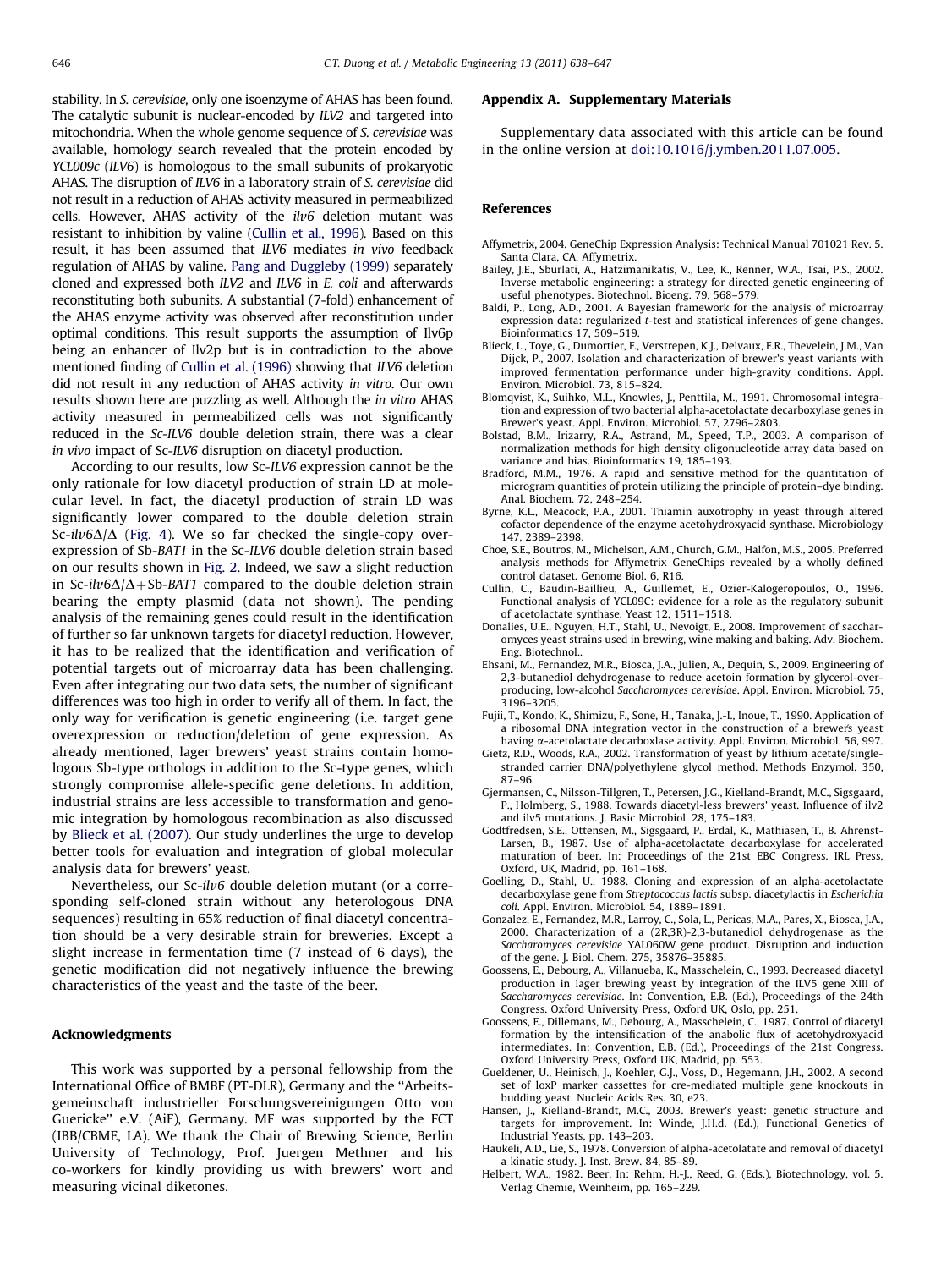stability. In *S. cerevisiae*, only one isoenzyme of AHAS has been found. The catalytic subunit is nuclear-encoded by *ILV2* and targeted into mitochondria. When the whole genome sequence of *S. cerevisiae* was available, homology search revealed that the protein encoded by *YCL009c* (*ILV6*) is homologous to the small subunits of prokaryotic AHAS. The disruption of *ILV6* in a laboratory strain of *S. cerevisiae* did not result in a reduction of AHAS activity measured in permeabilized cells. However, AHAS activity of the *ilv6* deletion mutant was resistant to inhibition by valine (Cullin et al., 1996). Based on this result, it has been assumed that *ILV6* mediates *in vivo* feedback regulation of AHAS by valine. Pang and Duggleby (1999) separately cloned and expressed both *ILV2* and *ILV6* in *E. coli* and afterwards reconstituting both subunits. A substantial (7-fold) enhancement of the AHAS enzyme activity was observed after reconstitution under optimal conditions. This result supports the assumption of Ilv6p being an enhancer of Ilv2p but is in contradiction to the above mentioned finding of Cullin et al. (1996) showing that *ILV6* deletion did not result in any reduction of AHAS activity *in vitro*. Our own results shown here are puzzling as well. Although the *in vitro* AHAS activity measured in permeabilized cells was not significantly reduced in the *Sc-ILV6* double deletion strain, there was a clear *in vivo* impact of *Sc-ILV6* disruption on diacetyl production.

According to our results, low *Sc-ILV6* expression cannot be the only rationale for low diacetyl production of strain LD at molecular level. In fact, the diacetyl production of strain LD was significantly lower compared to the double deletion strain Sc-*ilv6*Δ/Δ (Fig. 4). We so far checked the single-copy overexpression of Sb-*BAT1* in the Sc-*ILV6* double deletion strain based on our results shown in Fig. 2. Indeed, we saw a slight reduction in Sc-*ilv6*Δ/Δ+Sb-*BAT1* compared to the double deletion strain bearing the empty plasmid (data not shown). The pending analysis of the remaining genes could result in the identification of further so far unknown targets for diacetyl reduction. However, it has to be realized that the identification and verification of potential targets out of microarray data has been challenging. Even after integrating our two data sets, the number of significant differences was too high in order to verify all of them. In fact, the only way for verification is genetic engineering (i.e. target gene overexpression or reduction/deletion of gene expression. As already mentioned, lager brewers' yeast strains contain homologous Sb-type orthologs in addition to the Sc-type genes, which strongly compromise allele-specific gene deletions. In addition, industrial strains are less accessible to transformation and genomic integration by homologous recombination as also discussed by Blieck et al. (2007). Our study underlines the urge to develop better tools for evaluation and integration of global molecular analysis data for brewers' yeast.

Nevertheless, our Sc-*ilv6* double deletion mutant (or a corresponding self-cloned strain without any heterologous DNA sequences) resulting in 65% reduction of final diacetyl concentration should be a very desirable strain for breweries. Except a slight increase in fermentation time (7 instead of 6 days), the genetic modification did not negatively influence the brewing characteristics of the yeast and the taste of the beer.

## Acknowledgments

This work was supported by a personal fellowship from the International Office of BMBF (PT-DLR), Germany and the "Arbeitsgemeinschaft industrieller Forschungsvereinigungen Otto von Guericke" e.V. (AiF), Germany. MF was supported by the FCT (IBB/CBME, LA). We thank the Chair of Brewing Science, Berlin University of Technology, Prof. Juergen Methner and his co-workers for kindly providing us with brewers' wort and measuring vicinal diketones.

## Appendix A. Supplementary Materials

Supplementary data associated with this article can be found in the online version at doi:10.1016/j.ymben.2011.07.005.

## References

Affymetrix, 2004. GeneChip Expression Analysis: Technical Manual 701021 Rev. 5. Santa Clara, CA, Affymetrix.

Bailey, J.E., Sburlati, A., Hatzimanikatis, V., Lee, K., Renner, W.A., Tsai, P.S., 2002. Inverse metabolic engineering: a strategy for directed genetic engineering of useful phenotypes. Biotechnol. Bioeng. 79, 568–579.

Baldi, P., Long, A.D., 2001. A Bayesian framework for the analysis of microarray expression data: regularized *t*-test and statistical inferences of gene changes. Bioinformatics 17, 509–519.

Blieck, L., Toye, G., Dumortier, F., Verstrepen, K.J., Delvaux, F.R., Thevelein, J.M., Van Dijck, P., 2007. Isolation and characterization of brewer's yeast variants with improved fermentation performance under high-gravity conditions. Appl. Environ. Microbiol. 73, 815–824.

Blomqvist, K., Suihko, M.L., Knowles, J., Penttila, M., 1991. Chromosomal integration and expression of two bacterial alpha-acetolactate decarboxylase genes in Brewer's yeast. Appl. Environ. Microbiol. 57, 2796–2803.

Bolstad, B.M., Irizarry, R.A., Astrand, M., Speed, T.P., 2003. A comparison of normalization methods for high density oligonucleotide array data based on variance and bias. Bioinformatics 19, 185–193.

Bradford, M.M., 1976. A rapid and sensitive method for the quantitation of microgram quantities of protein utilizing the principle of protein–dye binding. Anal. Biochem. 72, 248–254.

Byrne, K.L., Meacock, P.A., 2001. Thiamin auxotrophy in yeast through altered cofactor dependence of the enzyme acetohydroxyacid synthase. Microbiology 147, 2389–2398.

Choe, S.E., Boutros, M., Michelson, A.M., Church, G.M., Halfon, M.S., 2005. Preferred analysis methods for Affymetrix GeneChips revealed by a wholly defined control dataset. Genome Biol. 6, R16.

Cullin, C., Baudin-Baillieu, A., Guillemet, E., Ozier-Kalogeropoulos, O., 1996. Functional analysis of YCL09C: evidence for a role as the regulatory subunit of acetolactate synthase. Yeast 12, 1511–1518.

Donalies, U.E., Nguyen, H.T., Stahl, U., Nevoigt, E., 2008. Improvement of saccharomyces yeast strains used in brewing, wine making and baking. Adv. Biochem. Eng. Biotechnol..

Ehsani, M., Fernandez, M.R., Biosca, J.A., Julien, A., Dequin, S., 2009. Engineering of 2,3-butanediol dehydrogenase to reduce acetoin formation by glycerol-overproducing, low-alcohol *Saccharomyces cerevisiae*. Appl. Environ. Microbiol. 75, 3196–3205.

Fujii, T., Kondo, K., Shimizu, F., Sone, H., Tanaka, J.-I., Inoue, T., 1990. Application of a ribosomal DNA integration vector in the construction of a brewer's yeast having α-acetolactate decarboxlase activity. Appl. Environ. Microbiol. 56, 997.

Gietz, R.D., Woods, R.A., 2002. Transformation of yeast by lithium acetate/single-stranded carrier DNA/polyethylene glycol method. Methods Enzymol. 350, 87–96.

Gjermansen, C., Nilsson-Tillgren, T., Petersen, J.G., Kielland-Brandt, M.C., Sigsgaard, P., Holmberg, S., 1988. Towards diacetyl-less brewers' yeast. Influence of ilv2 and ilv5 mutations. J. Basic Microbiol. 28, 175–183.

Godtfredsen, S.E., Ottensen, M., Sigsgaard, P., Erdal, K., Mathiasen, T., B. Ahrenst-Larsen, B., 1987. Use of alpha-acetolactate decarboxylase for accelerated maturation of beer. In: Proceedings of the 21st EBC Congress. IRL Press, Oxford, UK, Madrid, pp. 161–168.

Goelling, D., Stahl, U., 1988. Cloning and expression of an alpha-acetolactate decarboxylase gene from *Streptococcus lactis* subsp. diacetylactis in *Escherichia coli*. Appl. Environ. Microbiol. 54, 1889–1891.

Gonzalez, E., Fernandez, M.R., Larroy, C., Sola, L., Pericas, M.A., Pares, X., Biosca, J.A., 2000. Characterization of a (2R,3R)-2,3-butanediol dehydrogenase as the *Saccharomyces cerevisiae* YAL060W gene product. Disruption and induction of the gene. J. Biol. Chem. 275, 35876–35885.

Goossens, E., Debourg, A., Villanueba, K., Masschelein, C., 1993. Decreased diacetyl production in lager brewing yeast by integration of the ILV5 gene XIII of *Saccharomyces cerevisiae*. In: Convention, E.B. (Ed.), Proceedings of the 24th Congress. Oxford University Press, Oxford UK, Oslo, pp. 251.

Goossens, E., Dillemans, M., Debourg, A., Masschelein, C., 1987. Control of diacetyl formation by the intensification of the anabolic flux of acetohydroxyacid intermediates. In: Convention, E.B. (Ed.), Proceedings of the 21st Congress. Oxford University Press, Oxford UK, Madrid, pp. 553.

Gueldener, U., Heinisch, J., Koehler, G.J., Voss, D., Hegemann, J.H., 2002. A second set of loxP marker cassettes for cre-mediated multiple gene knockouts in budding yeast. Nucleic Acids Res. 30, e23.

Hansen, J., Kielland-Brandt, M.C., 2003. Brewer's yeast: genetic structure and targets for improvement. In: Winde, J.H.d. (Ed.), Functional Genetics of Industrial Yeasts, pp. 143–203.

Haukeli, A.D., Lie, S., 1978. Conversion of alpha-acetolatate and removal of diacetyl a kinatic study. J. Inst. Brew. 84, 85–89.

Helbert, W.A., 1982. Beer. In: Rehm, H.-J., Reed, G. (Eds.), Biotechnology, vol. 5. Verlag Chemie, Weinheim, pp. 165–229.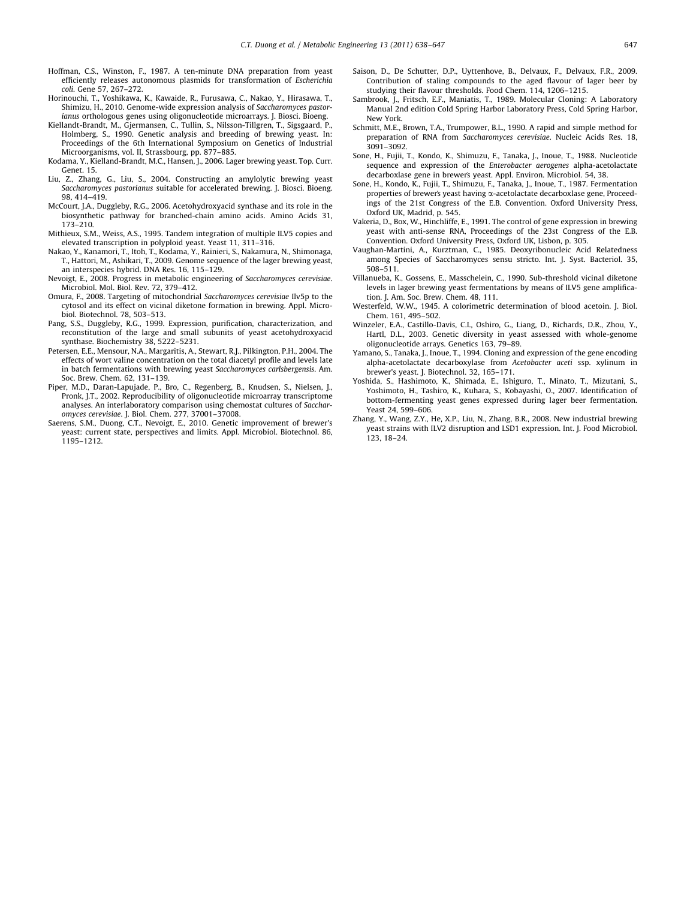Hoffman, C.S., Winston, F., 1987. A ten-minute DNA preparation from yeast efficiently releases autonomous plasmids for transformation of *Escherichia coli*. Gene 57, 267–272.

Horinouchi, T., Yoshikawa, K., Kawaide, R., Furusawa, C., Nakao, Y., Hirasawa, T., Shimizu, H., 2010. Genome-wide expression analysis of *Saccharomyces pastorianus* orthologous genes using oligonucleotide microarrays. J. Biosci. Bioeng.

Kiellandt-Brandt, M., Gjermansen, C., Tullin, S., Nilsson-Tillgren, T., Sigsgaard, P., Holmberg, S., 1990. Genetic analysis and breeding of brewing yeast. In: Proceedings of the 6th International Symposium on Genetics of Industrial Microorganisms, vol. II, Strassbourg, pp. 877–885.

Kodama, Y., Kielland-Brandt, M.C., Hansen, J., 2006. Lager brewing yeast. Top. Curr. Genet. 15.

Liu, Z., Zhang, G., Liu, S., 2004. Constructing an amylolytic brewing yeast *Saccharomyces pastorianus* suitable for accelerated brewing. J. Biosci. Bioeng. 98, 414–419.

McCourt, J.A., Duggleby, R.G., 2006. Acetohydroxyacid synthase and its role in the biosynthetic pathway for branched-chain amino acids. Amino Acids 31, 173–210.

Mithieux, S.M., Weiss, A.S., 1995. Tandem integration of multiple ILV5 copies and elevated transcription in polyploid yeast. Yeast 11, 311–316.

Nakao, Y., Kanamori, T., Itoh, T., Kodama, Y., Rainieri, S., Nakamura, N., Shimonaga, T., Hattori, M., Ashikari, T., 2009. Genome sequence of the lager brewing yeast, an interspecies hybrid. DNA Res. 16, 115–129.

Nevoigt, E., 2008. Progress in metabolic engineering of *Saccharomyces cerevisiae*. Microbiol. Mol. Biol. Rev. 72, 379–412.

Omura, F., 2008. Targeting of mitochondrial *Saccharomyces cerevisiae* Ilv5p to the cytosol and its effect on vicinal diketone formation in brewing. Appl. Microbiol. Biotechnol. 78, 503–513.

Pang, S.S., Duggleby, R.G., 1999. Expression, purification, characterization, and reconstitution of the large and small subunits of yeast acetohydroxyacid synthase. Biochemistry 38, 5222–5231.

Petersen, E.E., Mensour, N.A., Margaritis, A., Stewart, R.J., Pilkington, P.H., 2004. The effects of wort valine concentration on the total diacetyl profile and levels late in batch fermentations with brewing yeast *Saccharomyces carlsbergensis*. Am. Soc. Brew. Chem. 62, 131–139.

Piper, M.D., Daran-Lapujade, P., Bro, C., Regenberg, B., Knudsen, S., Nielsen, J., Pronk, J.T., 2002. Reproducibility of oligonucleotide microarray transcriptome analyses. An interlaboratory comparison using chemostat cultures of *Saccharomyces cerevisiae*. J. Biol. Chem. 277, 37001–37008.

Saerens, S.M., Duong, C.T., Nevoigt, E., 2010. Genetic improvement of brewer's yeast: current state, perspectives and limits. Appl. Microbiol. Biotechnol. 86, 1195–1212.

Saison, D., De Schutter, D.P., Uyttenhove, B., Delvaux, F., Delvaux, F.R., 2009. Contribution of staling compounds to the aged flavour of lager beer by studying their flavour thresholds. Food Chem. 114, 1206–1215.

Sambrook, J., Fritsch, E.F., Maniatis, T., 1989. Molecular Cloning: A Laboratory Manual 2nd edition Cold Spring Harbor Laboratory Press, Cold Spring Harbor, New York.

Schmitt, M.E., Brown, T.A., Trumpower, B.L., 1990. A rapid and simple method for preparation of RNA from *Saccharomyces cerevisiae*. Nucleic Acids Res. 18, 3091–3092.

Sone, H., Fujii, T., Kondo, K., Shimuzu, F., Tanaka, J., Inoue, T., 1988. Nucleotide sequence and expression of the *Enterobacter aerogenes* alpha-acetolactate decarboxlase gene in brewer's yeast. Appl. Environ. Microbiol. 54, 38.

Sone, H., Kondo, K., Fujii, T., Shimuzu, F., Tanaka, J., Inoue, T., 1987. Fermentation properties of brewer's yeast having α-acetolactate decarboxlase gene, Proceedings of the 21st Congress of the E.B. Convention. Oxford University Press, Oxford UK, Madrid, p. 545.

Vakeria, D., Box, W., Hinchliffe, E., 1991. The control of gene expression in brewing yeast with anti-sense RNA, Proceedings of the 23st Congress of the E.B. Convention. Oxford University Press, Oxford UK, Lisbon, p. 305.

Vaughan-Martini, A., Kurztman, C., 1985. Deoxyribonucleic Acid Relatedness among Species of Saccharomyces sensu stricto. Int. J. Syst. Bacteriol. 35, 508–511.

Villanueba, K., Gossens, E., Masschelein, C., 1990. Sub-threshold vicinal diketone levels in lager brewing yeast fermentations by means of ILV5 gene amplification. J. Am. Soc. Brew. Chem. 48, 111.

Westerfeld, W.W., 1945. A colorimetric determination of blood acetoin. J. Biol. Chem. 161, 495–502.

Winzeler, E.A., Castillo-Davis, C.I., Oshiro, G., Liang, D., Richards, D.R., Zhou, Y., Hartl, D.L., 2003. Genetic diversity in yeast assessed with whole-genome oligonucleotide arrays. Genetics 163, 79–89.

Yamano, S., Tanaka, J., Inoue, T., 1994. Cloning and expression of the gene encoding alpha-acetolactate decarboxylase from *Acetobacter aceti* ssp. xylinum in brewer's yeast. J. Biotechnol. 32, 165–171.

Yoshida, S., Hashimoto, K., Shimada, E., Ishiguro, T., Minato, T., Mizutani, S., Yoshimoto, H., Tashiro, K., Kuhara, S., Kobayashi, O., 2007. Identification of bottom-fermenting yeast genes expressed during lager beer fermentation. Yeast 24, 599–606.

Zhang, Y., Wang, Z.Y., He, X.P., Liu, N., Zhang, B.R., 2008. New industrial brewing yeast strains with ILV2 disruption and LSD1 expression. Int. J. Food Microbiol. 123, 18–24.